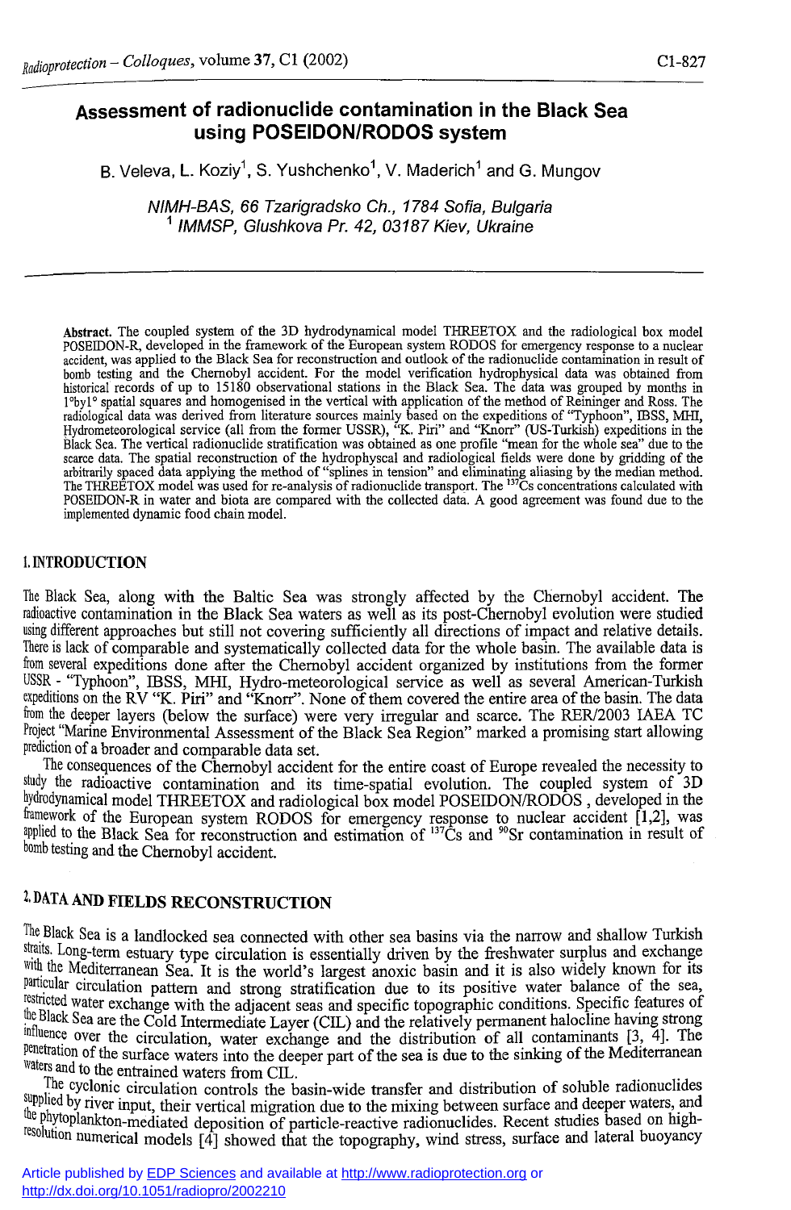# Assessment of radionuclide contamination in the Black Sea using POSEIDON/RODOS system

B. Veleva, L. Koziy[1], S. Yushchenko[1], V. Maderich[1] and G. Mungov

*NIMH-BAS, 66 Tzarigradsko Ch., 1784 Sofia, Bulgaria*
*[1] IMMSP, Glushkova Pr. 42, 03187 Kiev, Ukraine*

---

**Abstract.** The coupled system of the 3D hydrodynamical model THREETOX and the radiological box model POSEIDON-R, developed in the framework of the European system RODOS for emergency response to a nuclear accident, was applied to the Black Sea for reconstruction and outlook of the radionuclide contamination in result of bomb testing and the Chernobyl accident. For the model verification hydrophysical data was obtained from historical records of up to 15180 observational stations in the Black Sea. The data was grouped by months in 1°by1° spatial squares and homogenised in the vertical with application of the method of Reininger and Ross. The radiological data was derived from literature sources mainly based on the expeditions of "Typhoon", IBSS, MHI, Hydrometeorological service (all from the former USSR), "K. Piri" and "Knorr" (US-Turkish) expeditions in the Black Sea. The vertical radionuclide stratification was obtained as one profile "mean for the whole sea" due to the scarce data. The spatial reconstruction of the hydrophyscal and radiological fields were done by gridding of the arbitrarily spaced data applying the method of "splines in tension" and eliminating aliasing by the median method. The THREETOX model was used for re-analysis of radionuclide transport. The $^{137}$Cs concentrations calculated with POSEIDON-R in water and biota are compared with the collected data. A good agreement was found due to the implemented dynamic food chain model.

## 1. INTRODUCTION

The Black Sea, along with the Baltic Sea was strongly affected by the Chernobyl accident. The radioactive contamination in the Black Sea waters as well as its post-Chernobyl evolution were studied using different approaches but still not covering sufficiently all directions of impact and relative details. There is lack of comparable and systematically collected data for the whole basin. The available data is from several expeditions done after the Chernobyl accident organized by institutions from the former USSR - "Typhoon", IBSS, MHI, Hydro-meteorological service as well as several American-Turkish expeditions on the RV "K. Piri" and "Knorr". None of them covered the entire area of the basin. The data from the deeper layers (below the surface) were very irregular and scarce. The RER/2003 IAEA TC Project "Marine Environmental Assessment of the Black Sea Region" marked a promising start allowing prediction of a broader and comparable data set.

The consequences of the Chernobyl accident for the entire coast of Europe revealed the necessity to study the radioactive contamination and its time-spatial evolution. The coupled system of 3D hydrodynamical model THREETOX and radiological box model POSEIDON/RODOS , developed in the framework of the European system RODOS for emergency response to nuclear accident [1,2], was applied to the Black Sea for reconstruction and estimation of $^{137}$Cs and $^{90}$Sr contamination in result of bomb testing and the Chernobyl accident.

## 2. DATA AND FIELDS RECONSTRUCTION

The Black Sea is a landlocked sea connected with other sea basins via the narrow and shallow Turkish straits. Long-term estuary type circulation is essentially driven by the freshwater surplus and exchange with the Mediterranean Sea. It is the world's largest anoxic basin and it is also widely known for its particular circulation pattern and strong stratification due to its positive water balance of the sea, restricted water exchange with the adjacent seas and specific topographic conditions. Specific features of the Black Sea are the Cold Intermediate Layer (CIL) and the relatively permanent halocline having strong influence over the circulation, water exchange and the distribution of all contaminants [3, 4]. The penetration of the surface waters into the deeper part of the sea is due to the sinking of the Mediterranean waters and to the entrained waters from CIL.

The cyclonic circulation controls the basin-wide transfer and distribution of soluble radionuclides supplied by river input, their vertical migration due to the mixing between surface and deeper waters, and the phytoplankton-mediated deposition of particle-reactive radionuclides. Recent studies based on high-resolution numerical models [4] showed that the topography, wind stress, surface and lateral buoyancy

Article published by EDP Sciences and available at http://www.radioprotection.org or http://dx.doi.org/10.1051/radiopro/2002210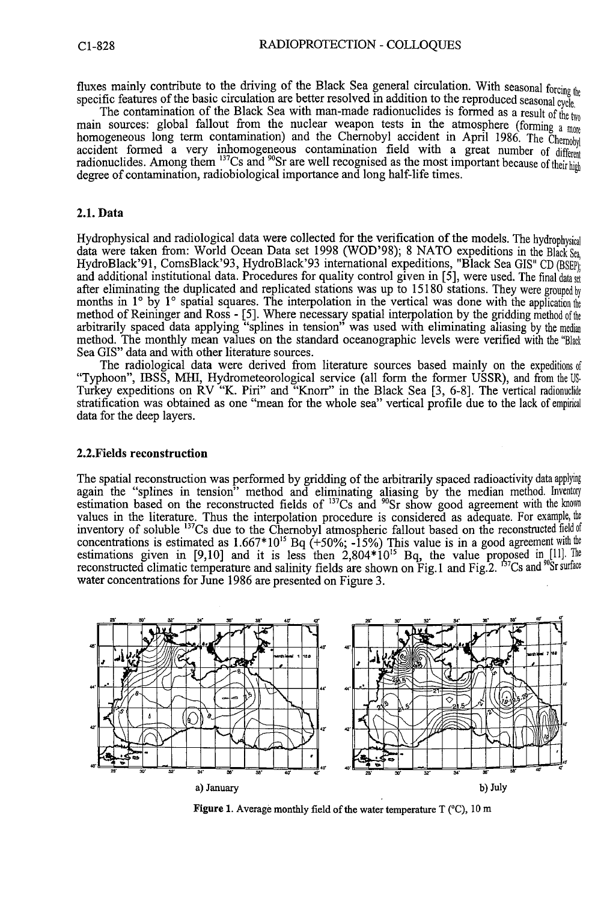fluxes mainly contribute to the driving of the Black Sea general circulation. With seasonal forcing the specific features of the basic circulation are better resolved in addition to the reproduced seasonal cycle.

The contamination of the Black Sea with man-made radionuclides is formed as a result of the two main sources: global fallout from the nuclear weapon tests in the atmosphere (forming a more homogeneous long term contamination) and the Chernobyl accident in April 1986. The Chernobyl accident formed a very inhomogeneous contamination field with a great number of different radionuclides. Among them $^{137}Cs$ and $^{90}Sr$ are well recognised as the most important because of their high degree of contamination, radiobiological importance and long half-life times.

### 2.1. Data

Hydrophysical and radiological data were collected for the verification of the models. The hydrophysical data were taken from: World Ocean Data set 1998 (WOD'98); 8 NATO expeditions in the Black Sea, HydroBlack'91, ComsBlack'93, HydroBlack'93 international expeditions, "Black Sea GIS" CD (BSEP); and additional institutional data. Procedures for quality control given in [5], were used. The final data set after eliminating the duplicated and replicated stations was up to 15180 stations. They were grouped by months in 1° by 1° spatial squares. The interpolation in the vertical was done with the application the method of Reininger and Ross - [5]. Where necessary spatial interpolation by the gridding method of the arbitrarily spaced data applying "splines in tension" was used with eliminating aliasing by the median method. The monthly mean values on the standard oceanographic levels were verified with the "Black Sea GIS" data and with other literature sources.

The radiological data were derived from literature sources based mainly on the expeditions of "Typhoon", IBSS, MHI, Hydrometeorological service (all form the former USSR), and from the US-Turkey expeditions on RV "K. Piri" and "Knorr" in the Black Sea [3, 6-8]. The vertical radionuclide stratification was obtained as one "mean for the whole sea" vertical profile due to the lack of empirical data for the deep layers.

### 2.2. Fields reconstruction

The spatial reconstruction was performed by gridding of the arbitrarily spaced radioactivity data applying again the "splines in tension" method and eliminating aliasing by the median method. Inventory estimation based on the reconstructed fields of $^{137}Cs$ and $^{90}Sr$ show good agreement with the known values in the literature. Thus the interpolation procedure is considered as adequate. For example, the inventory of soluble $^{137}Cs$ due to the Chernobyl atmospheric fallout based on the reconstructed field of concentrations is estimated as $1.667 \cdot 10^{15}$ Bq (+50%; -15%) This value is in a good agreement with the estimations given in [9,10] and it is less then $2{,}804 \cdot 10^{15}$ Bq, the value proposed in [11]. The reconstructed climatic temperature and salinity fields are shown on Fig.1 and Fig.2. $^{137}Cs$ and $^{90}Sr$ surface water concentrations for June 1986 are presented on Figure 3.

a) January b) July

**Figure 1.** Average monthly field of the water temperature T (°C), 10 m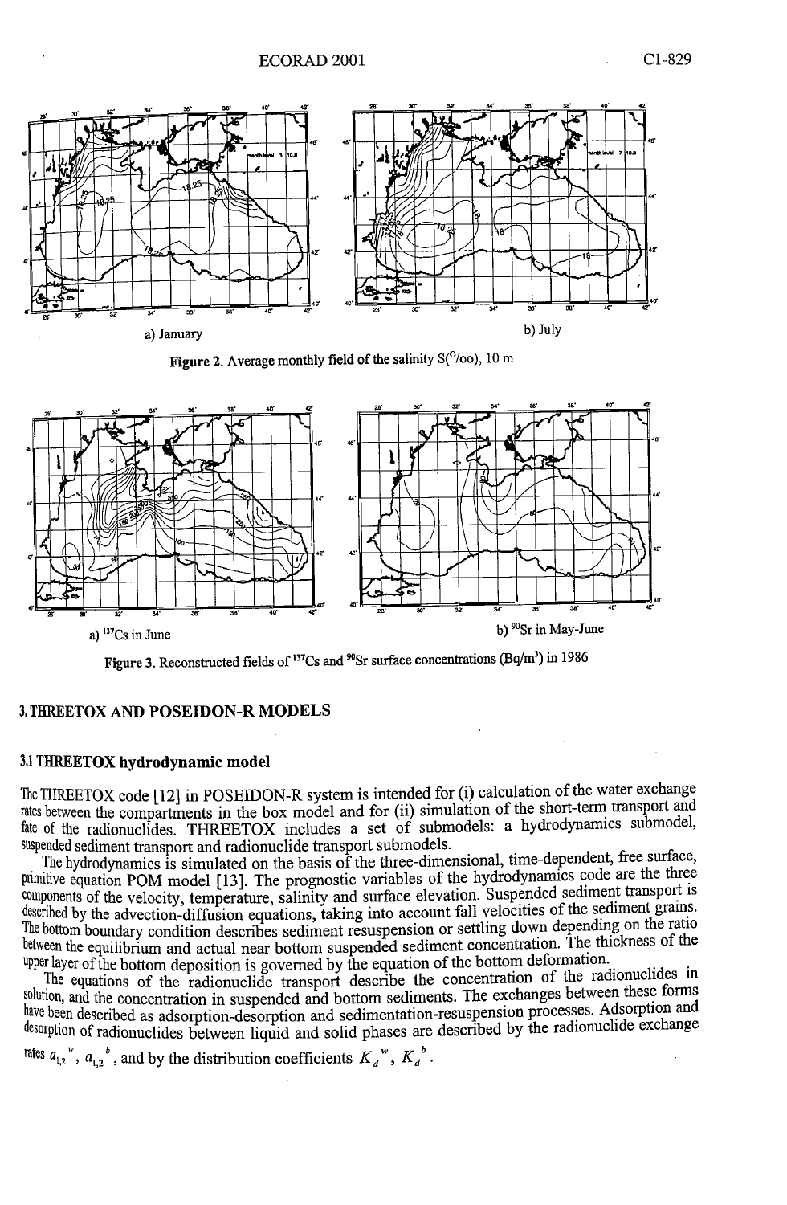a) January

b) July

**Figure 2.** Average monthly field of the salinity S(⁰/oo), 10 m

a) $^{137}$Cs in June

b) $^{90}$Sr in May-June

**Figure 3.** Reconstructed fields of $^{137}$Cs and $^{90}$Sr surface concentrations (Bq/m$^3$) in 1986

## 3. THREETOX AND POSEIDON-R MODELS

### 3.1 THREETOX hydrodynamic model

The THREETOX code [12] in POSEIDON-R system is intended for (i) calculation of the water exchange rates between the compartments in the box model and for (ii) simulation of the short-term transport and fate of the radionuclides. THREETOX includes a set of submodels: a hydrodynamics submodel, suspended sediment transport and radionuclide transport submodels.

The hydrodynamics is simulated on the basis of the three-dimensional, time-dependent, free surface, primitive equation POM model [13]. The prognostic variables of the hydrodynamics code are the three components of the velocity, temperature, salinity and surface elevation. Suspended sediment transport is described by the advection-diffusion equations, taking into account fall velocities of the sediment grains. The bottom boundary condition describes sediment resuspension or settling down depending on the ratio between the equilibrium and actual near bottom suspended sediment concentration. The thickness of the upper layer of the bottom deposition is governed by the equation of the bottom deformation.

The equations of the radionuclide transport describe the concentration of the radionuclides in solution, and the concentration in suspended and bottom sediments. The exchanges between these forms have been described as adsorption-desorption and sedimentation-resuspension processes. Adsorption and desorption of radionuclides between liquid and solid phases are described by the radionuclide exchange rates $a_{1,2}^{\ w}$, $a_{1,2}^{\ b}$, and by the distribution coefficients $K_d^{\ w}$, $K_d^{\ b}$.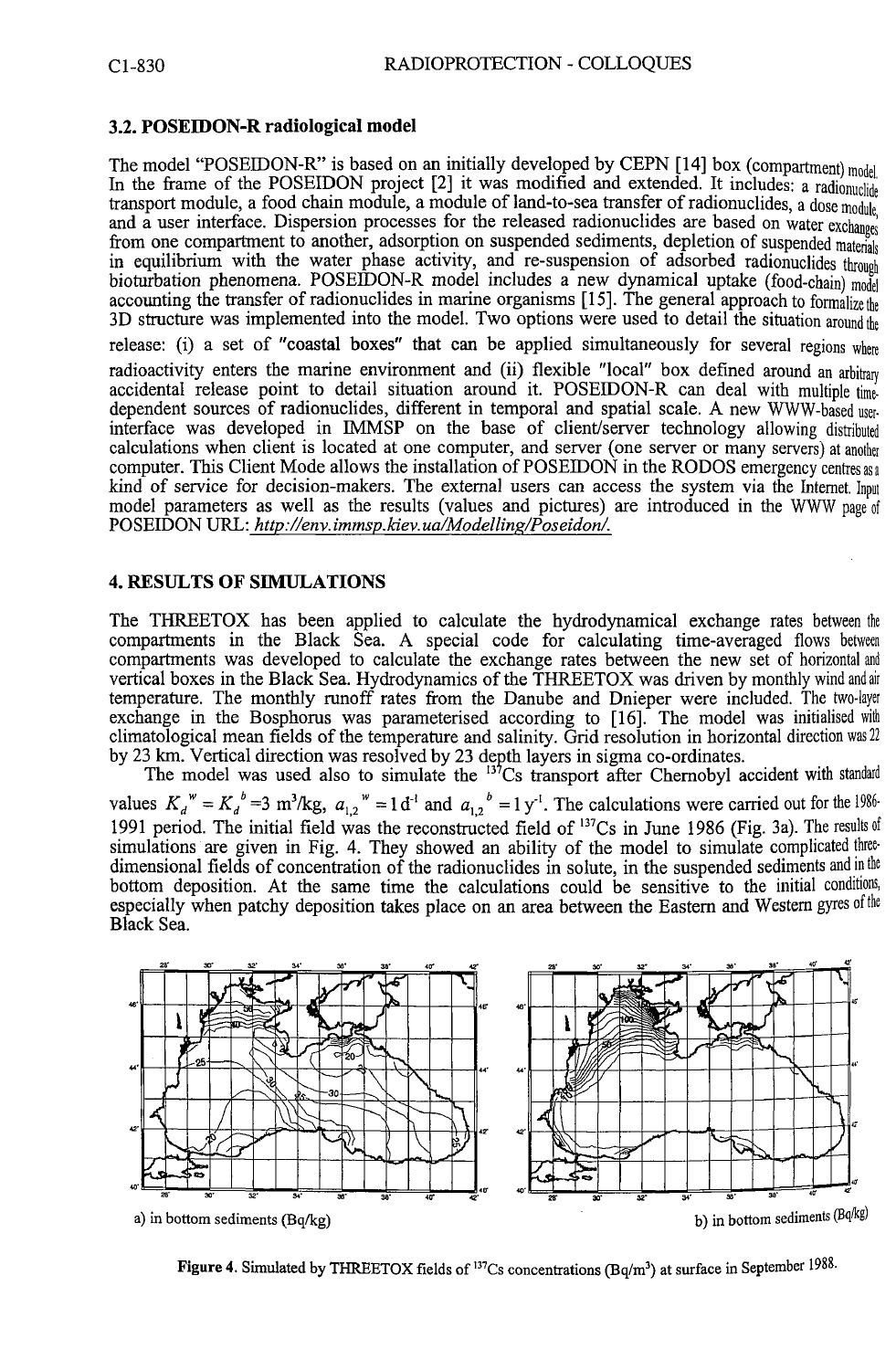### 3.2. POSEIDON-R radiological model

The model "POSEIDON-R" is based on an initially developed by CEPN [14] box (compartment) model. In the frame of the POSEIDON project [2] it was modified and extended. It includes: a radionuclide transport module, a food chain module, a module of land-to-sea transfer of radionuclides, a dose module, and a user interface. Dispersion processes for the released radionuclides are based on water exchanges from one compartment to another, adsorption on suspended sediments, depletion of suspended materials in equilibrium with the water phase activity, and re-suspension of adsorbed radionuclides through bioturbation phenomena. POSEIDON-R model includes a new dynamical uptake (food-chain) model accounting the transfer of radionuclides in marine organisms [15]. The general approach to formalize the 3D structure was implemented into the model. Two options were used to detail the situation around the release: (i) a set of "coastal boxes" that can be applied simultaneously for several regions where radioactivity enters the marine environment and (ii) flexible "local" box defined around an arbitrary accidental release point to detail situation around it. POSEIDON-R can deal with multiple time-dependent sources of radionuclides, different in temporal and spatial scale. A new WWW-based user-interface was developed in IMMSP on the base of client/server technology allowing distributed calculations when client is located at one computer, and server (one server or many servers) at another computer. This Client Mode allows the installation of POSEIDON in the RODOS emergency centres as a kind of service for decision-makers. The external users can access the system via the Internet. Input model parameters as well as the results (values and pictures) are introduced in the WWW page of POSEIDON URL: http://env.immsp.kiev.ua/Modelling/Poseidon/.

## 4. RESULTS OF SIMULATIONS

The THREETOX has been applied to calculate the hydrodynamical exchange rates between the compartments in the Black Sea. A special code for calculating time-averaged flows between compartments was developed to calculate the exchange rates between the new set of horizontal and vertical boxes in the Black Sea. Hydrodynamics of the THREETOX was driven by monthly wind and air temperature. The monthly runoff rates from the Danube and Dnieper were included. The two-layer exchange in the Bosphorus was parameterised according to [16]. The model was initialised with climatological mean fields of the temperature and salinity. Grid resolution in horizontal direction was 22 by 23 km. Vertical direction was resolved by 23 depth layers in sigma co-ordinates.

The model was used also to simulate the $^{137}$Cs transport after Chernobyl accident with standard values $K_d^{\,w} = K_d^{\,b} = 3$ m$^3$/kg, $a_{1,2}^{\;w} = 1\,d^{-1}$ and $a_{1,2}^{\;b} = 1\,y^{-1}$. The calculations were carried out for the 1986-1991 period. The initial field was the reconstructed field of $^{137}$Cs in June 1986 (Fig. 3a). The results of simulations are given in Fig. 4. They showed an ability of the model to simulate complicated three-dimensional fields of concentration of the radionuclides in solute, in the suspended sediments and in the bottom deposition. At the same time the calculations could be sensitive to the initial conditions, especially when patchy deposition takes place on an area between the Eastern and Western gyres of the Black Sea.

a) in bottom sediments (Bq/kg) b) in bottom sediments (Bq/kg)

Figure 4. Simulated by THREETOX fields of $^{137}$Cs concentrations (Bq/m$^3$) at surface in September 1988.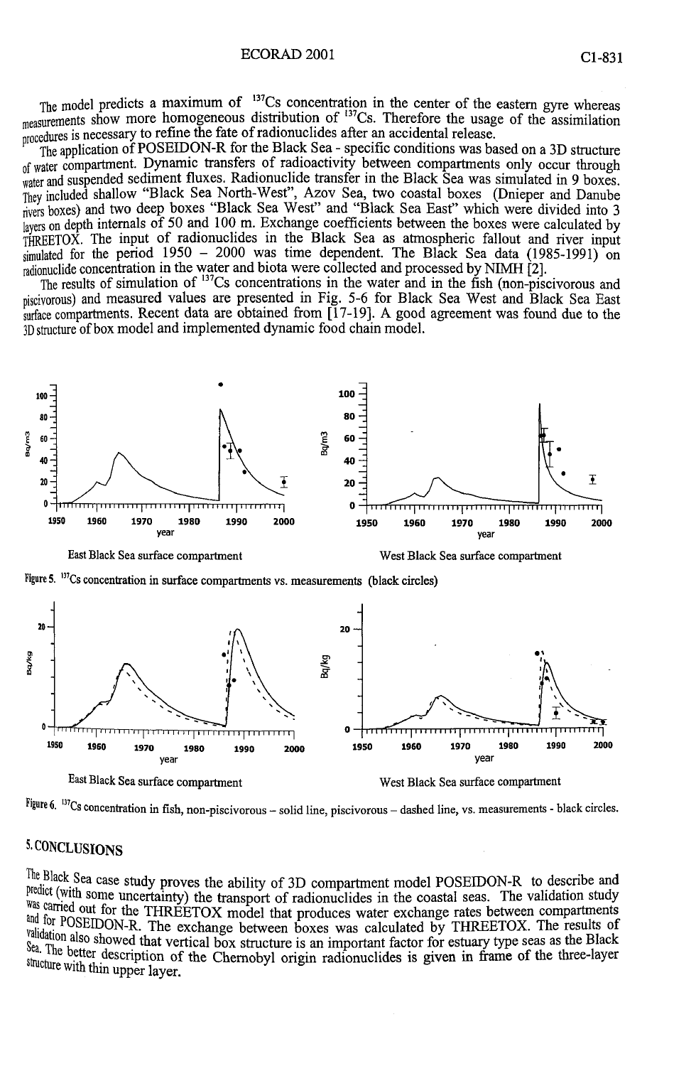The model predicts a maximum of $^{137}Cs$ concentration in the center of the eastern gyre whereas measurements show more homogeneous distribution of $^{137}Cs$. Therefore the usage of the assimilation procedures is necessary to refine the fate of radionuclides after an accidental release.

The application of POSEIDON-R for the Black Sea - specific conditions was based on a 3D structure of water compartment. Dynamic transfers of radioactivity between compartments only occur through water and suspended sediment fluxes. Radionuclide transfer in the Black Sea was simulated in 9 boxes. They included shallow "Black Sea North-West", Azov Sea, two coastal boxes (Dnieper and Danube rivers boxes) and two deep boxes "Black Sea West" and "Black Sea East" which were divided into 3 layers on depth internals of 50 and 100 m. Exchange coefficients between the boxes were calculated by THREETOX. The input of radionuclides in the Black Sea as atmospheric fallout and river input simulated for the period 1950 – 2000 was time dependent. The Black Sea data (1985-1991) on radionuclide concentration in the water and biota were collected and processed by NIMH [2].

The results of simulation of $^{137}Cs$ concentrations in the water and in the fish (non-piscivorous and piscivorous) and measured values are presented in Fig. 5-6 for Black Sea West and Black Sea East surface compartments. Recent data are obtained from [17-19]. A good agreement was found due to the 3D structure of box model and implemented dynamic food chain model.

East Black Sea surface compartment — West Black Sea surface compartment

Figure 5. $^{137}Cs$ concentration in surface compartments vs. measurements (black circles)

East Black Sea surface compartment — West Black Sea surface compartment

Figure 6. $^{137}Cs$ concentration in fish, non-piscivorous – solid line, piscivorous – dashed line, vs. measurements - black circles.

## 5. CONCLUSIONS

The Black Sea case study proves the ability of 3D compartment model POSEIDON-R to describe and predict (with some uncertainty) the transport of radionuclides in the coastal seas. The validation study was carried out for the THREETOX model that produces water exchange rates between compartments and for POSEIDON-R. The exchange between boxes was calculated by THREETOX. The results of validation also showed that vertical box structure is an important factor for estuary type seas as the Black Sea. The better description of the Chernobyl origin radionuclides is given in frame of the three-layer structure with thin upper layer.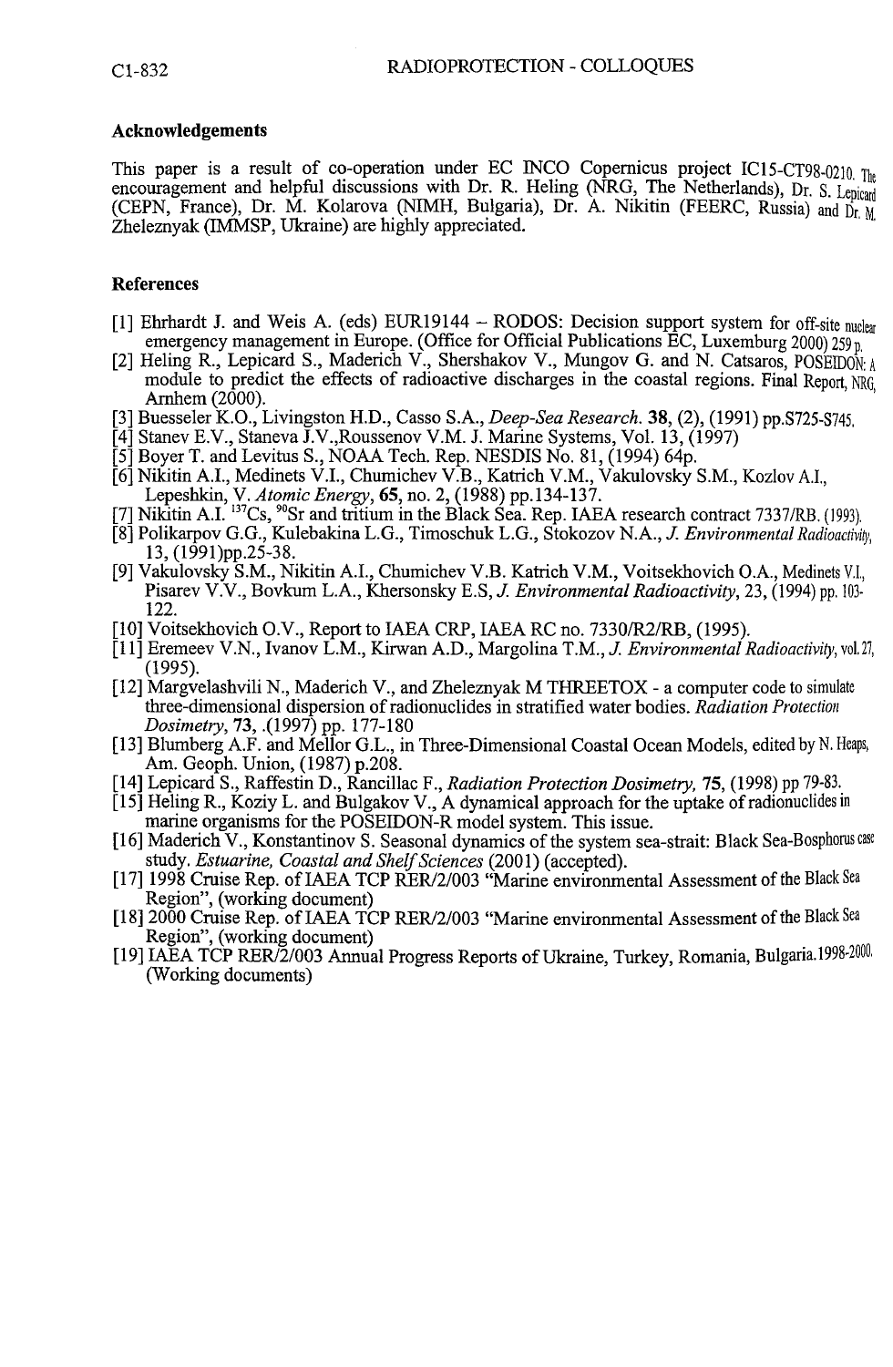## Acknowledgements

This paper is a result of co-operation under EC INCO Copernicus project IC15-CT98-0210. The encouragement and helpful discussions with Dr. R. Heling (NRG, The Netherlands), Dr. S. Lepicard (CEPN, France), Dr. M. Kolarova (NIMH, Bulgaria), Dr. A. Nikitin (FEERC, Russia) and Dr. M. Zheleznyak (IMMSP, Ukraine) are highly appreciated.

## References

[1] Ehrhardt J. and Weis A. (eds) EUR19144 – RODOS: Decision support system for off-site nuclear emergency management in Europe. (Office for Official Publications EC, Luxemburg 2000) 259 p.

[2] Heling R., Lepicard S., Maderich V., Shershakov V., Mungov G. and N. Catsaros, POSEIDON: A module to predict the effects of radioactive discharges in the coastal regions. Final Report, NRG, Arnhem (2000).

[3] Buesseler K.O., Livingston H.D., Casso S.A., *Deep-Sea Research.* **38**, (2), (1991) pp.S725-S745.

[4] Stanev E.V., Staneva J.V.,Roussenov V.M. J. Marine Systems, Vol. 13, (1997)

[5] Boyer T. and Levitus S., NOAA Tech. Rep. NESDIS No. 81, (1994) 64p.

[6] Nikitin A.I., Medinets V.I., Chumichev V.B., Katrich V.M., Vakulovsky S.M., Kozlov A.I., Lepeshkin, V. *Atomic Energy*, **65**, no. 2, (1988) pp.134-137.

[7] Nikitin A.I. $^{137}$Cs, $^{90}$Sr and tritium in the Black Sea. Rep. IAEA research contract 7337/RB. (1993).

[8] Polikarpov G.G., Kulebakina L.G., Timoschuk L.G., Stokozov N.A., *J. Environmental Radioactivity*, 13, (1991)pp.25-38.

[9] Vakulovsky S.M., Nikitin A.I., Chumichev V.B. Katrich V.M., Voitsekhovich O.A., Medinets V.I., Pisarev V.V., Bovkum L.A., Khersonsky E.S, *J. Environmental Radioactivity*, 23, (1994) pp. 103-122.

[10] Voitsekhovich O.V., Report to IAEA CRP, IAEA RC no. 7330/R2/RB, (1995).

[11] Eremeev V.N., Ivanov L.M., Kirwan A.D., Margolina T.M., *J. Environmental Radioactivity*, vol. 27, (1995).

[12] Margvelashvili N., Maderich V., and Zheleznyak M THREETOX - a computer code to simulate three-dimensional dispersion of radionuclides in stratified water bodies. *Radiation Protection Dosimetry*, **73**, .(1997) pp. 177-180

[13] Blumberg A.F. and Mellor G.L., in Three-Dimensional Coastal Ocean Models, edited by N. Heaps, Am. Geoph. Union, (1987) p.208.

[14] Lepicard S., Raffestin D., Rancillac F., *Radiation Protection Dosimetry,* **75**, (1998) pp 79-83.

[15] Heling R., Koziy L. and Bulgakov V., A dynamical approach for the uptake of radionuclides in marine organisms for the POSEIDON-R model system. This issue.

[16] Maderich V., Konstantinov S. Seasonal dynamics of the system sea-strait: Black Sea-Bosphorus case study. *Estuarine, Coastal and Shelf Sciences* (2001) (accepted).

[17] 1998 Cruise Rep. of IAEA TCP RER/2/003 "Marine environmental Assessment of the Black Sea Region", (working document)

[18] 2000 Cruise Rep. of IAEA TCP RER/2/003 "Marine environmental Assessment of the Black Sea Region", (working document)

[19] IAEA TCP RER/2/003 Annual Progress Reports of Ukraine, Turkey, Romania, Bulgaria.1998-2000. (Working documents)